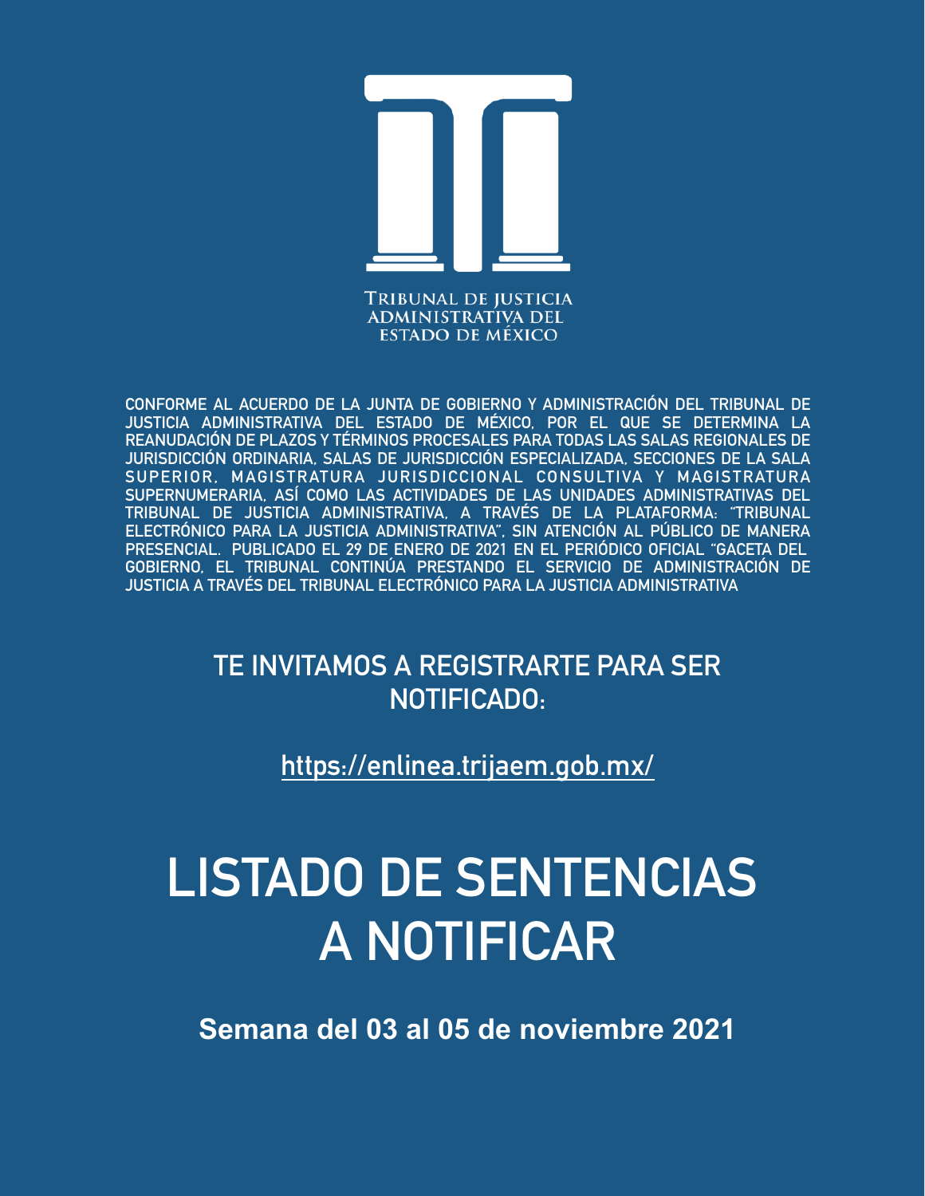TRIBUNAL DE JUSTICIA ADMINISTRATIVA DEL ESTADO DE MÉXICO

**CONFORME AL ACUERDO DE LA JUNTA DE GOBIERNO Y ADMINISTRACIÓN DEL TRIBUNAL DE JUSTICIA ADMINISTRATIVA DEL ESTADO DE MÉXICO, POR EL QUE SE DETERMINA LA REANUDACIÓN DE PLAZOS Y TÉRMINOS PROCESALES PARA TODAS LAS SALAS REGIONALES DE JURISDICCIÓN ORDINARIA, SALAS DE JURISDICCIÓN ESPECIALIZADA, SECCIONES DE LA SALA SUPERIOR, MAGISTRATURA JURISDICCIONAL CONSULTIVA Y MAGISTRATURA SUPERNUMERARIA, ASÍ COMO LAS ACTIVIDADES DE LAS UNIDADES ADMINISTRATIVAS DEL TRIBUNAL DE JUSTICIA ADMINISTRATIVA, A TRAVÉS DE LA PLATAFORMA: "TRIBUNAL ELECTRÓNICO PARA LA JUSTICIA ADMINISTRATIVA", SIN ATENCIÓN AL PÚBLICO DE MANERA PRESENCIAL. PUBLICADO EL 29 DE ENERO DE 2021 EN EL PERIÓDICO OFICIAL "GACETA DEL GOBIERNO, EL TRIBUNAL CONTINÚA PRESTANDO EL SERVICIO DE ADMINISTRACIÓN DE JUSTICIA A TRAVÉS DEL TRIBUNAL ELECTRÓNICO PARA LA JUSTICIA ADMINISTRATIVA**

## TE INVITAMOS A REGISTRARTE PARA SER NOTIFICADO:

https://enlinea.trijaem.gob.mx/

# LISTADO DE SENTENCIAS A NOTIFICAR

**Semana del 03 al 05 de noviembre 2021**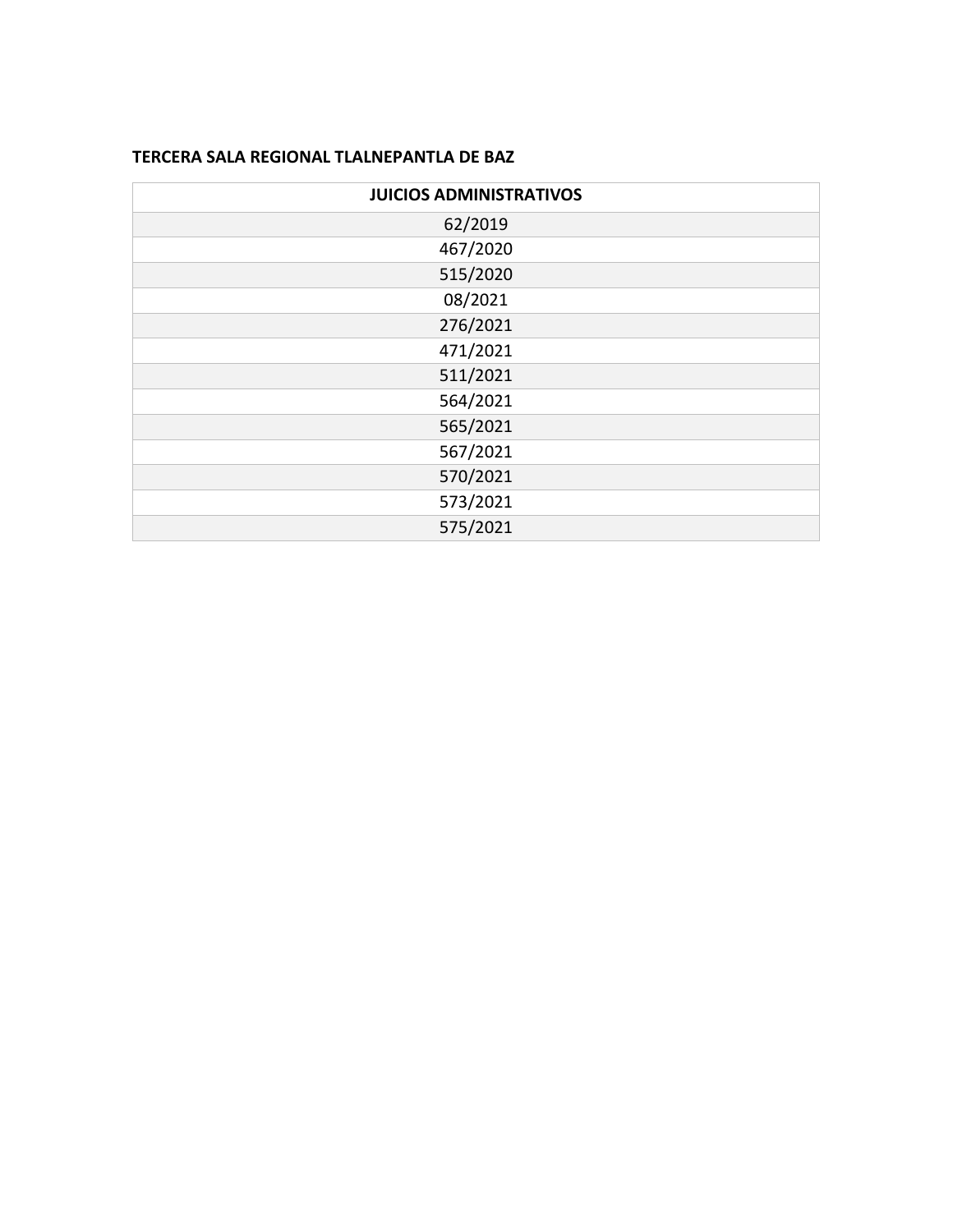**TERCERA SALA REGIONAL TLALNEPANTLA DE BAZ**

| JUICIOS ADMINISTRATIVOS |
| --- |
| 62/2019 |
| 467/2020 |
| 515/2020 |
| 08/2021 |
| 276/2021 |
| 471/2021 |
| 511/2021 |
| 564/2021 |
| 565/2021 |
| 567/2021 |
| 570/2021 |
| 573/2021 |
| 575/2021 |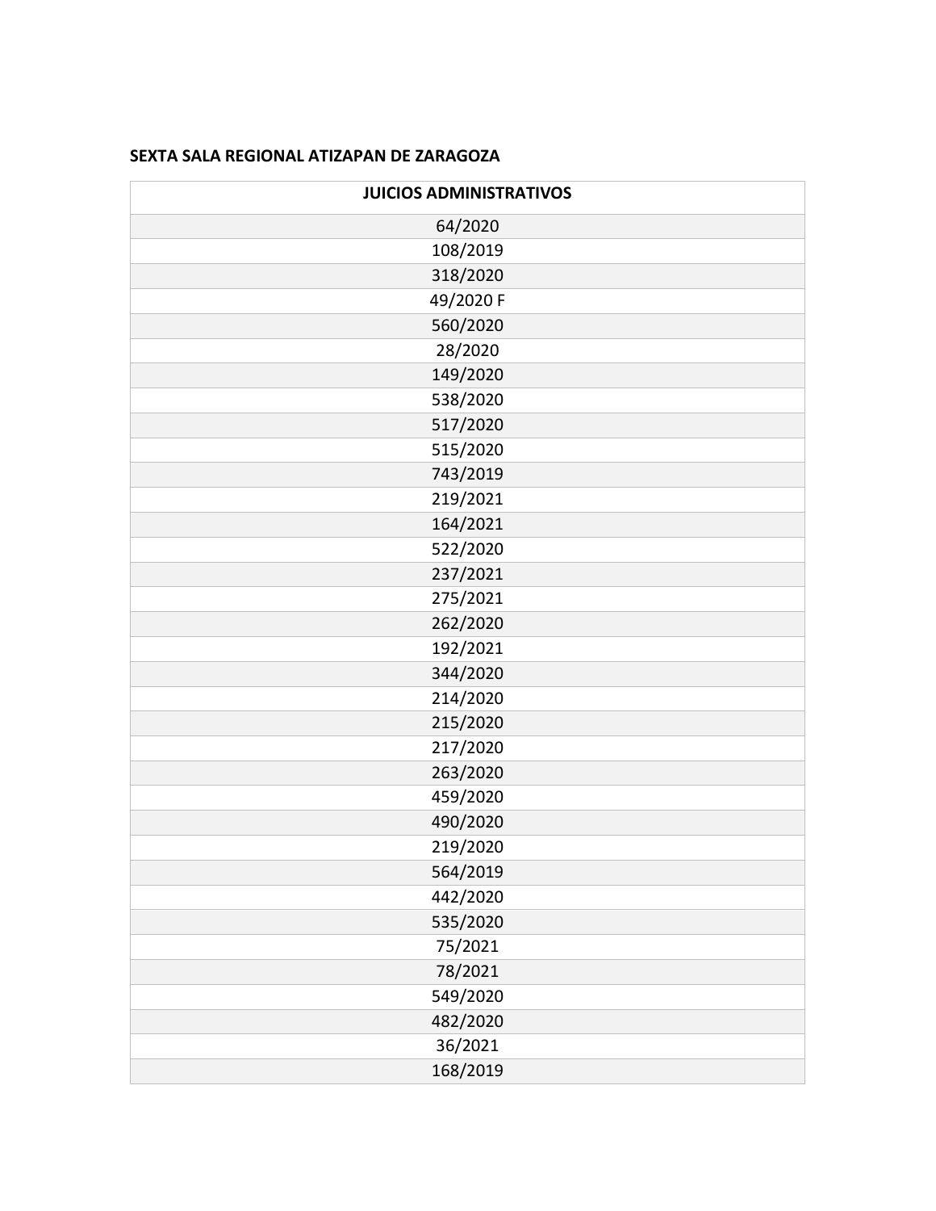**SEXTA SALA REGIONAL ATIZAPAN DE ZARAGOZA**

| JUICIOS ADMINISTRATIVOS |
|---|
| 64/2020 |
| 108/2019 |
| 318/2020 |
| 49/2020 F |
| 560/2020 |
| 28/2020 |
| 149/2020 |
| 538/2020 |
| 517/2020 |
| 515/2020 |
| 743/2019 |
| 219/2021 |
| 164/2021 |
| 522/2020 |
| 237/2021 |
| 275/2021 |
| 262/2020 |
| 192/2021 |
| 344/2020 |
| 214/2020 |
| 215/2020 |
| 217/2020 |
| 263/2020 |
| 459/2020 |
| 490/2020 |
| 219/2020 |
| 564/2019 |
| 442/2020 |
| 535/2020 |
| 75/2021 |
| 78/2021 |
| 549/2020 |
| 482/2020 |
| 36/2021 |
| 168/2019 |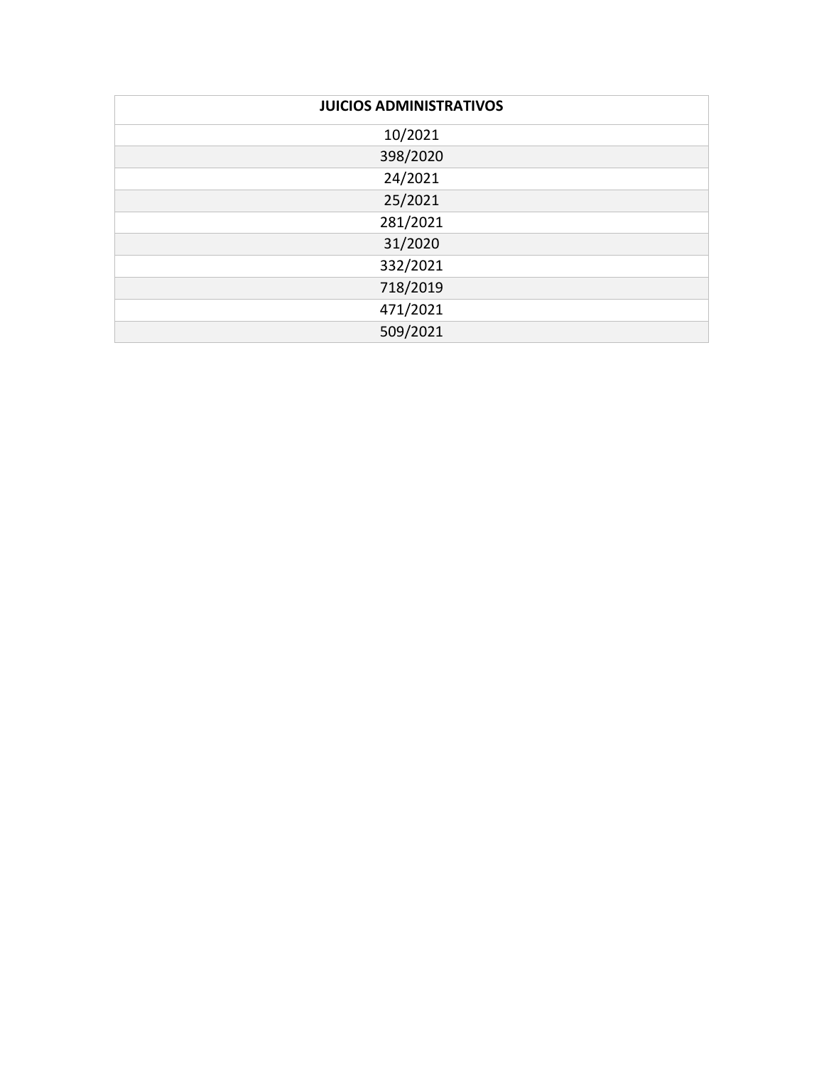| JUICIOS ADMINISTRATIVOS |
| --- |
| 10/2021 |
| 398/2020 |
| 24/2021 |
| 25/2021 |
| 281/2021 |
| 31/2020 |
| 332/2021 |
| 718/2019 |
| 471/2021 |
| 509/2021 |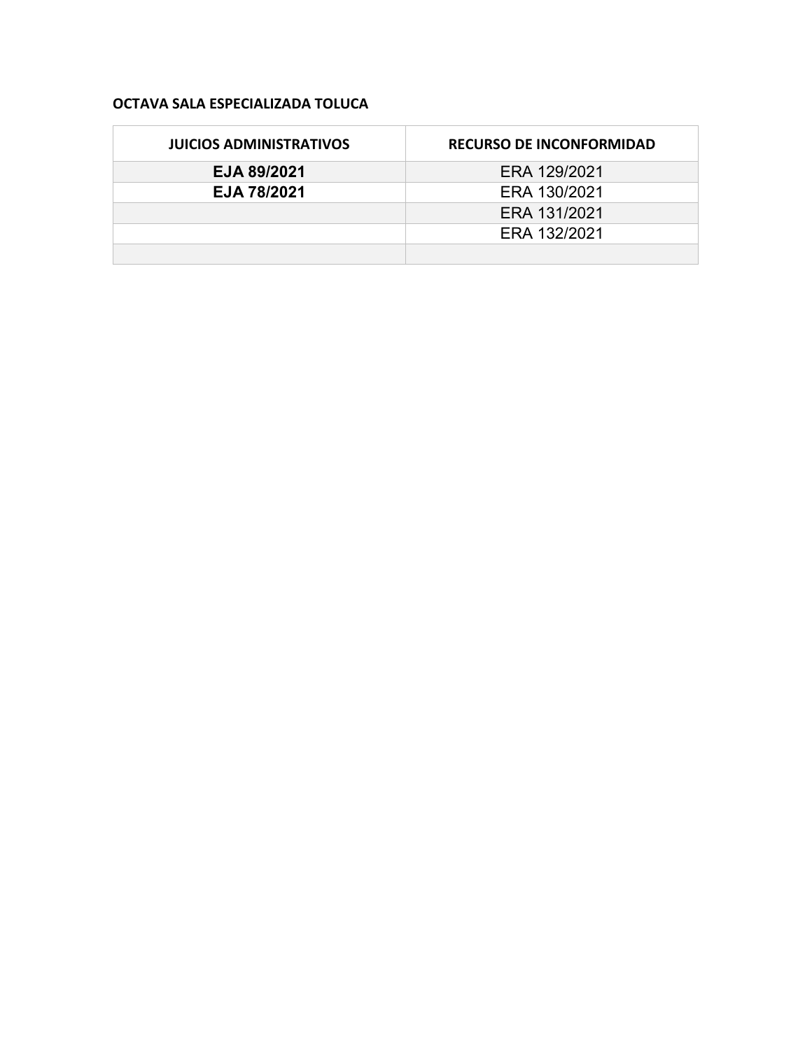**OCTAVA SALA ESPECIALIZADA TOLUCA**

| JUICIOS ADMINISTRATIVOS | RECURSO DE INCONFORMIDAD |
| --- | --- |
| **EJA 89/2021** | ERA 129/2021 |
| **EJA 78/2021** | ERA 130/2021 |
| | ERA 131/2021 |
| | ERA 132/2021 |
| | |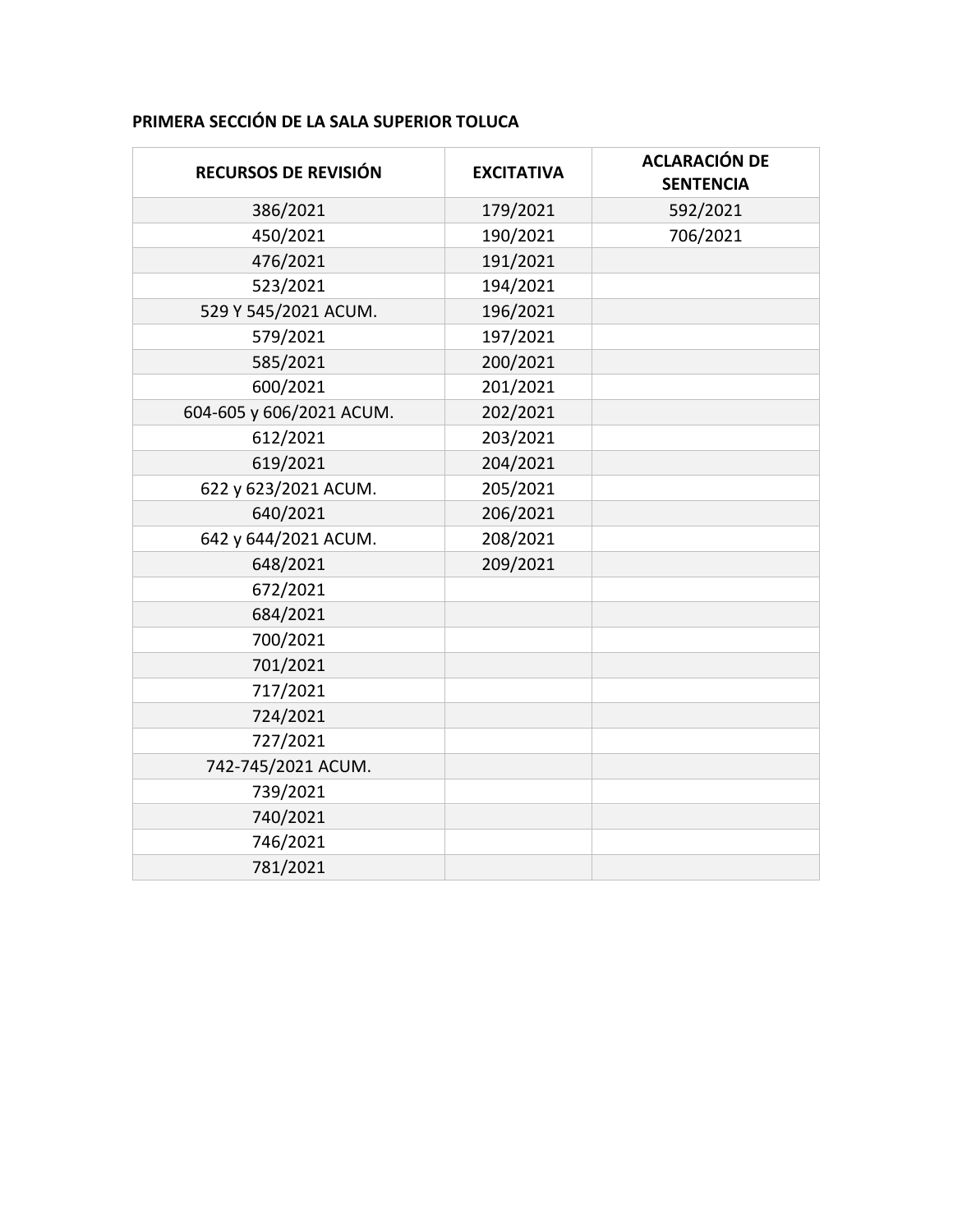**PRIMERA SECCIÓN DE LA SALA SUPERIOR TOLUCA**

| RECURSOS DE REVISIÓN | EXCITATIVA | ACLARACIÓN DE SENTENCIA |
|---|---|---|
| 386/2021 | 179/2021 | 592/2021 |
| 450/2021 | 190/2021 | 706/2021 |
| 476/2021 | 191/2021 | |
| 523/2021 | 194/2021 | |
| 529 Y 545/2021 ACUM. | 196/2021 | |
| 579/2021 | 197/2021 | |
| 585/2021 | 200/2021 | |
| 600/2021 | 201/2021 | |
| 604-605 y 606/2021 ACUM. | 202/2021 | |
| 612/2021 | 203/2021 | |
| 619/2021 | 204/2021 | |
| 622 y 623/2021 ACUM. | 205/2021 | |
| 640/2021 | 206/2021 | |
| 642 y 644/2021 ACUM. | 208/2021 | |
| 648/2021 | 209/2021 | |
| 672/2021 | | |
| 684/2021 | | |
| 700/2021 | | |
| 701/2021 | | |
| 717/2021 | | |
| 724/2021 | | |
| 727/2021 | | |
| 742-745/2021 ACUM. | | |
| 739/2021 | | |
| 740/2021 | | |
| 746/2021 | | |
| 781/2021 | | |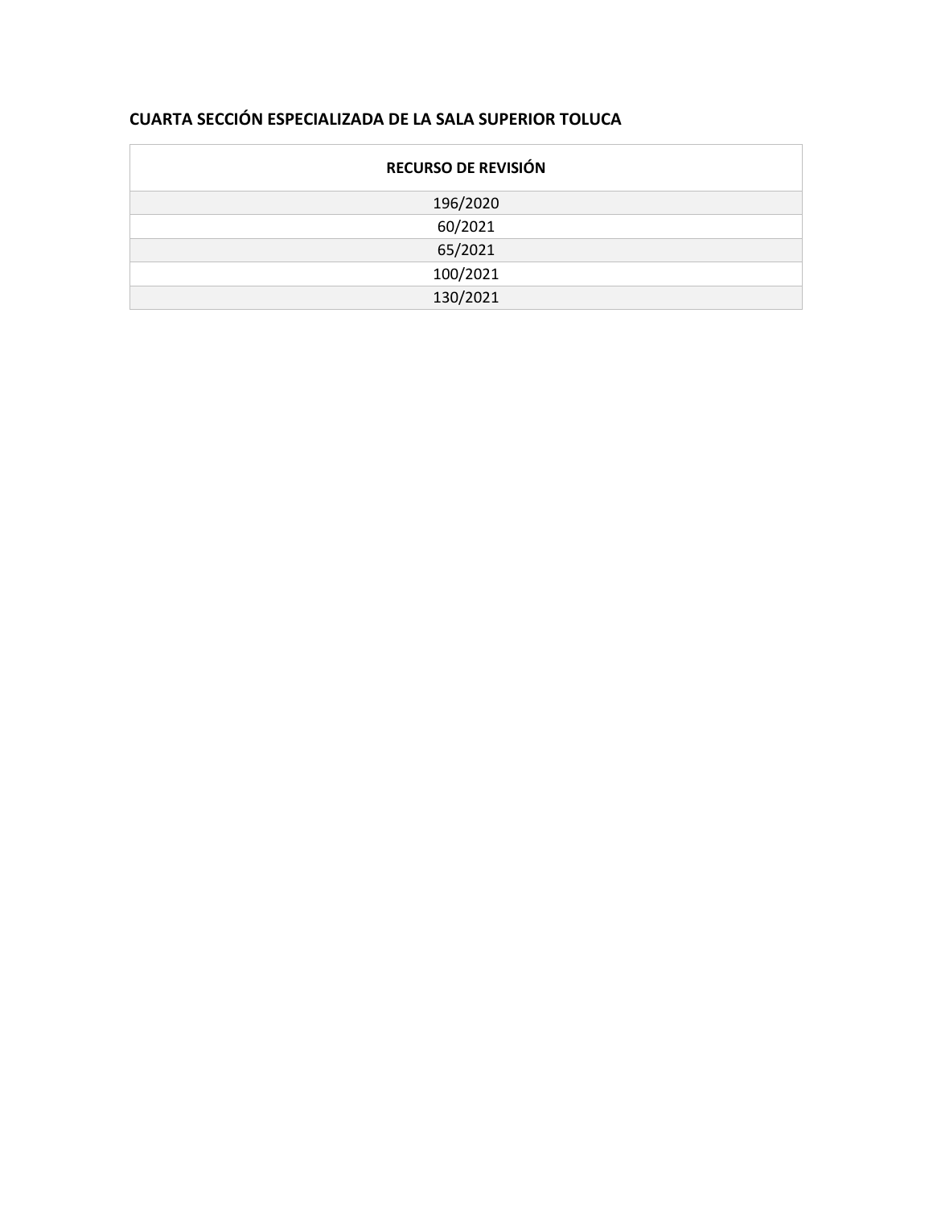## CUARTA SECCIÓN ESPECIALIZADA DE LA SALA SUPERIOR TOLUCA

| RECURSO DE REVISIÓN |
| --- |
| 196/2020 |
| 60/2021 |
| 65/2021 |
| 100/2021 |
| 130/2021 |